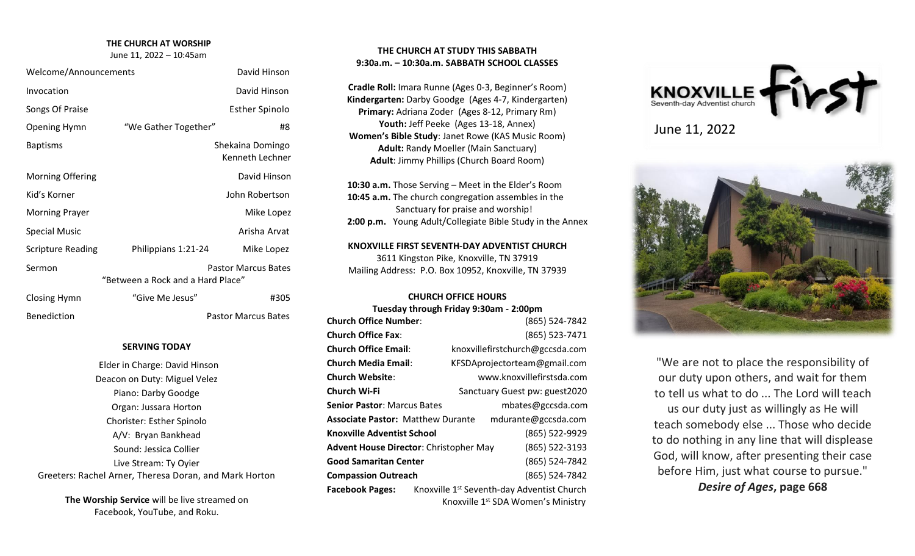## THE CHURCH AT WORSHIP

June 11, 2022 – 10:45am

| | | |
|---|---|---|
| Welcome/Announcements | | David Hinson |
| Invocation | | David Hinson |
| Songs Of Praise | | Esther Spinolo |
| Opening Hymn | "We Gather Together" | #8 |
| Baptisms | | Shekaina Domingo<br>Kenneth Lechner |
| Morning Offering | | David Hinson |
| Kid's Korner | | John Robertson |
| Morning Prayer | | Mike Lopez |
| Special Music | | Arisha Arvat |
| Scripture Reading | Philippians 1:21-24 | Mike Lopez |
| Sermon | "Between a Rock and a Hard Place" | Pastor Marcus Bates |
| Closing Hymn | "Give Me Jesus" | #305 |
| Benediction | | Pastor Marcus Bates |

## SERVING TODAY

Elder in Charge: David Hinson
Deacon on Duty: Miguel Velez
Piano: Darby Goodge
Organ: Jussara Horton
Chorister: Esther Spinolo
A/V: Bryan Bankhead
Sound: Jessica Collier
Live Stream: Ty Oyier
Greeters: Rachel Arner, Theresa Doran, and Mark Horton

**The Worship Service** will be live streamed on Facebook, YouTube, and Roku.

## THE CHURCH AT STUDY THIS SABBATH
**9:30a.m. – 10:30a.m. SABBATH SCHOOL CLASSES**

**Cradle Roll:** Imara Runne (Ages 0-3, Beginner's Room)
**Kindergarten:** Darby Goodge (Ages 4-7, Kindergarten)
**Primary:** Adriana Zoder (Ages 8-12, Primary Rm)
**Youth:** Jeff Peeke (Ages 13-18, Annex)
**Women's Bible Study**: Janet Rowe (KAS Music Room)
**Adult:** Randy Moeller (Main Sanctuary)
**Adult**: Jimmy Phillips (Church Board Room)

**10:30 a.m.** Those Serving – Meet in the Elder's Room
**10:45 a.m.** The church congregation assembles in the Sanctuary for praise and worship!
**2:00 p.m.** Young Adult/Collegiate Bible Study in the Annex

**KNOXVILLE FIRST SEVENTH-DAY ADVENTIST CHURCH**
3611 Kingston Pike, Knoxville, TN 37919
Mailing Address: P.O. Box 10952, Knoxville, TN 37939

## CHURCH OFFICE HOURS
**Tuesday through Friday 9:30am - 2:00pm**

| | |
|---|---|
| **Church Office Number**: | (865) 524-7842 |
| **Church Office Fax**: | (865) 523-7471 |
| **Church Office Email**: | knoxvillefirstchurch@gccsda.com |
| **Church Media Email**: | KFSDAprojectorteam@gmail.com |
| **Church Website**: | www.knoxvillefirstsda.com |
| **Church Wi-Fi** | Sanctuary Guest pw: guest2020 |
| **Senior Pastor**: Marcus Bates | mbates@gccsda.com |
| **Associate Pastor:** Matthew Durante | mdurante@gccsda.com |
| **Knoxville Adventist School** | (865) 522-9929 |
| **Advent House Director**: Christopher May | (865) 522-3193 |
| **Good Samaritan Center** | (865) 524-7842 |
| **Compassion Outreach** | (865) 524-7842 |
| **Facebook Pages:** | Knoxville 1st Seventh-day Adventist Church<br>Knoxville 1st SDA Women's Ministry |

# KNOXVILLE First
Seventh-day Adventist church

June 11, 2022

"We are not to place the responsibility of our duty upon others, and wait for them to tell us what to do ... The Lord will teach us our duty just as willingly as He will teach somebody else ... Those who decide to do nothing in any line that will displease God, will know, after presenting their case before Him, just what course to pursue."
***Desire of Ages*, page 668**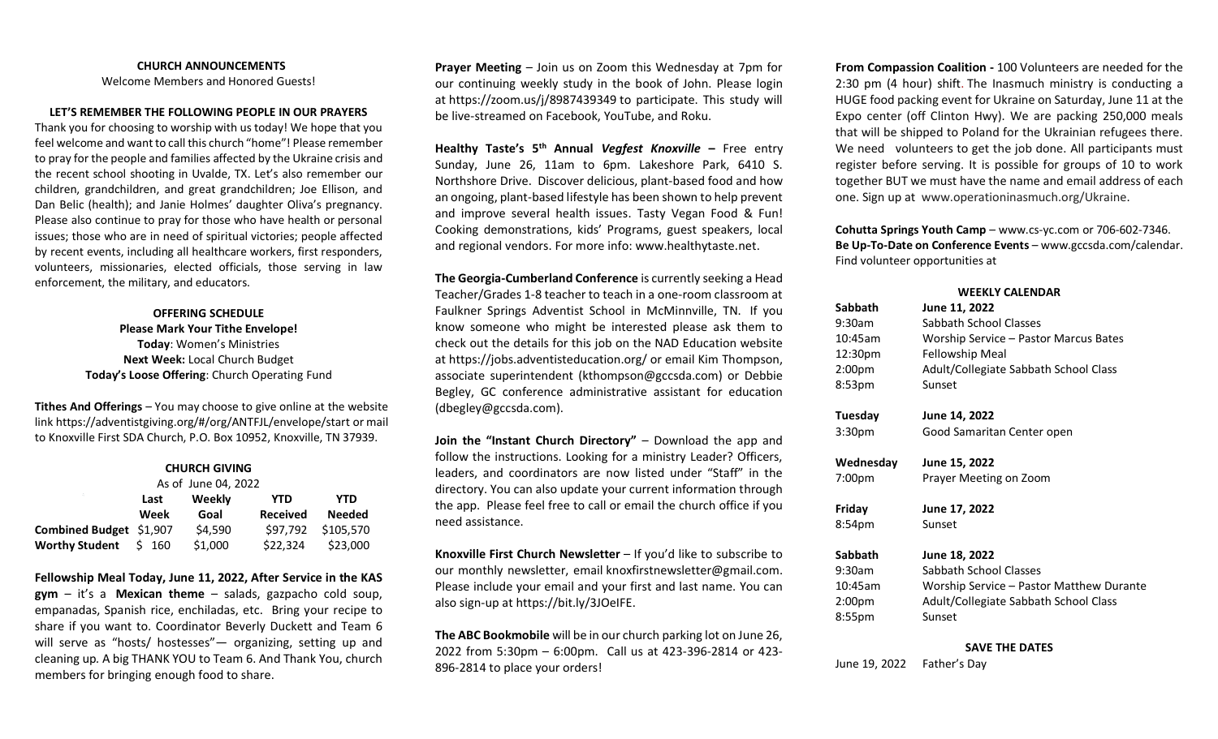## CHURCH ANNOUNCEMENTS

Welcome Members and Honored Guests!

### LET'S REMEMBER THE FOLLOWING PEOPLE IN OUR PRAYERS

Thank you for choosing to worship with us today! We hope that you feel welcome and want to call this church "home"! Please remember to pray for the people and families affected by the Ukraine crisis and the recent school shooting in Uvalde, TX. Let's also remember our children, grandchildren, and great grandchildren; Joe Ellison, and Dan Belic (health); and Janie Holmes' daughter Oliva's pregnancy. Please also continue to pray for those who have health or personal issues; those who are in need of spiritual victories; people affected by recent events, including all healthcare workers, first responders, volunteers, missionaries, elected officials, those serving in law enforcement, the military, and educators.

### OFFERING SCHEDULE

**Please Mark Your Tithe Envelope!**
**Today**: Women's Ministries
**Next Week:** Local Church Budget
**Today's Loose Offering**: Church Operating Fund

**Tithes And Offerings** – You may choose to give online at the website link https://adventistgiving.org/#/org/ANTFJL/envelope/start or mail to Knoxville First SDA Church, P.O. Box 10952, Knoxville, TN 37939.

### CHURCH GIVING

As of June 04, 2022

| | Last Week | Weekly Goal | YTD Received | YTD Needed |
|---|---|---|---|---|
| **Combined Budget** | $1,907 | $4,590 | $97,792 | $105,570 |
| **Worthy Student** | $ 160 | $1,000 | $22,324 | $23,000 |

**Fellowship Meal Today, June 11, 2022, After Service in the KAS gym** – it's a **Mexican theme** – salads, gazpacho cold soup, empanadas, Spanish rice, enchiladas, etc. Bring your recipe to share if you want to. Coordinator Beverly Duckett and Team 6 will serve as "hosts/ hostesses"— organizing, setting up and cleaning up. A big THANK YOU to Team 6. And Thank You, church members for bringing enough food to share.

**Prayer Meeting** – Join us on Zoom this Wednesday at 7pm for our continuing weekly study in the book of John. Please login at https://zoom.us/j/8987439349 to participate. This study will be live-streamed on Facebook, YouTube, and Roku.

**Healthy Taste's 5th Annual *Vegfest Knoxville* –** Free entry Sunday, June 26, 11am to 6pm. Lakeshore Park, 6410 S. Northshore Drive. Discover delicious, plant-based food and how an ongoing, plant-based lifestyle has been shown to help prevent and improve several health issues. Tasty Vegan Food & Fun! Cooking demonstrations, kids' Programs, guest speakers, local and regional vendors. For more info: www.healthytaste.net.

**The Georgia-Cumberland Conference** is currently seeking a Head Teacher/Grades 1-8 teacher to teach in a one-room classroom at Faulkner Springs Adventist School in McMinnville, TN. If you know someone who might be interested please ask them to check out the details for this job on the NAD Education website at https://jobs.adventisteducation.org/ or email Kim Thompson, associate superintendent (kthompson@gccsda.com) or Debbie Begley, GC conference administrative assistant for education (dbegley@gccsda.com).

**Join the "Instant Church Directory"** – Download the app and follow the instructions. Looking for a ministry Leader? Officers, leaders, and coordinators are now listed under "Staff" in the directory. You can also update your current information through the app. Please feel free to call or email the church office if you need assistance.

**Knoxville First Church Newsletter** – If you'd like to subscribe to our monthly newsletter, email knoxfirstnewsletter@gmail.com. Please include your email and your first and last name. You can also sign-up at https://bit.ly/3JOeIFE.

**The ABC Bookmobile** will be in our church parking lot on June 26, 2022 from 5:30pm – 6:00pm. Call us at 423-396-2814 or 423-896-2814 to place your orders!

**From Compassion Coalition -** 100 Volunteers are needed for the 2:30 pm (4 hour) shift. The Inasmuch ministry is conducting a HUGE food packing event for Ukraine on Saturday, June 11 at the Expo center (off Clinton Hwy). We are packing 250,000 meals that will be shipped to Poland for the Ukrainian refugees there. We need volunteers to get the job done. All participants must register before serving. It is possible for groups of 10 to work together BUT we must have the name and email address of each one. Sign up at www.operationinasmuch.org/Ukraine.

**Cohutta Springs Youth Camp** – www.cs-yc.com or 706-602-7346.
**Be Up-To-Date on Conference Events** – www.gccsda.com/calendar. Find volunteer opportunities at

### WEEKLY CALENDAR

| | |
|---|---|
| **Sabbath** | **June 11, 2022** |
| 9:30am | Sabbath School Classes |
| 10:45am | Worship Service – Pastor Marcus Bates |
| 12:30pm | Fellowship Meal |
| 2:00pm | Adult/Collegiate Sabbath School Class |
| 8:53pm | Sunset |
| **Tuesday** | **June 14, 2022** |
| 3:30pm | Good Samaritan Center open |
| **Wednesday** | **June 15, 2022** |
| 7:00pm | Prayer Meeting on Zoom |
| **Friday** | **June 17, 2022** |
| 8:54pm | Sunset |
| **Sabbath** | **June 18, 2022** |
| 9:30am | Sabbath School Classes |
| 10:45am | Worship Service – Pastor Matthew Durante |
| 2:00pm | Adult/Collegiate Sabbath School Class |
| 8:55pm | Sunset |

### SAVE THE DATES

June 19, 2022 Father's Day